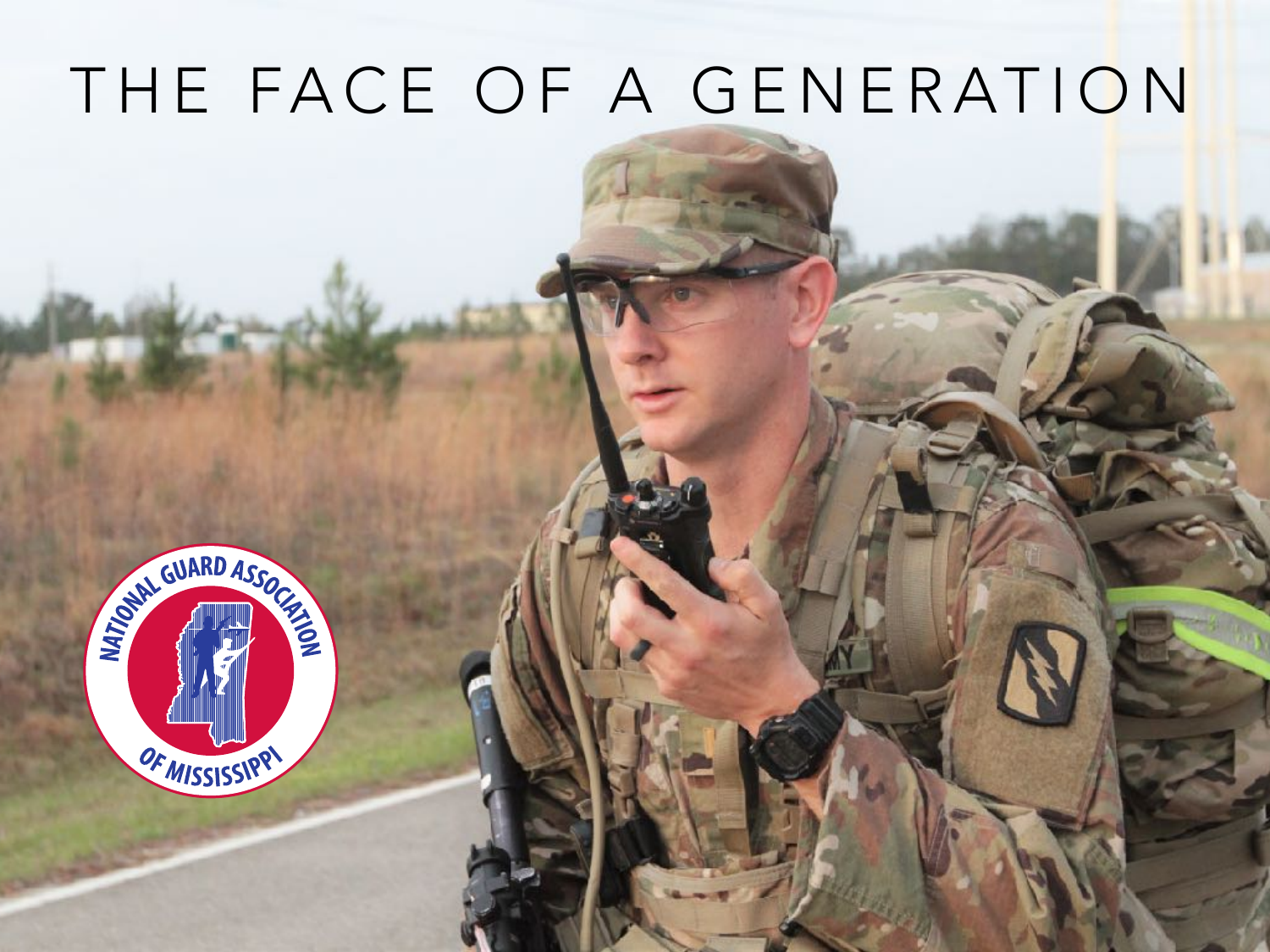# THE FACE OF A GENERATION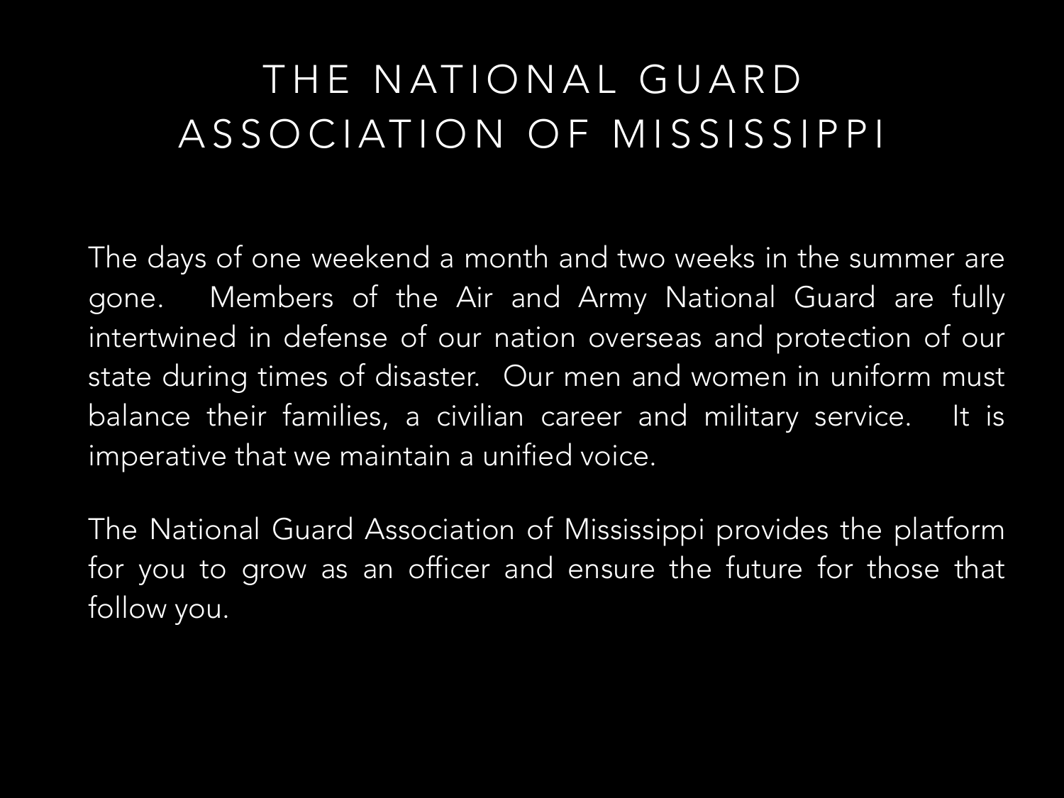# THE NATIONAL GUARD ASSOCIATION OF MISSISSIPPI

The days of one weekend a month and two weeks in the summer are gone. Members of the Air and Army National Guard are fully intertwined in defense of our nation overseas and protection of our state during times of disaster. Our men and women in uniform must balance their families, a civilian career and military service. It is imperative that we maintain a unified voice.

The National Guard Association of Mississippi provides the platform for you to grow as an officer and ensure the future for those that follow you.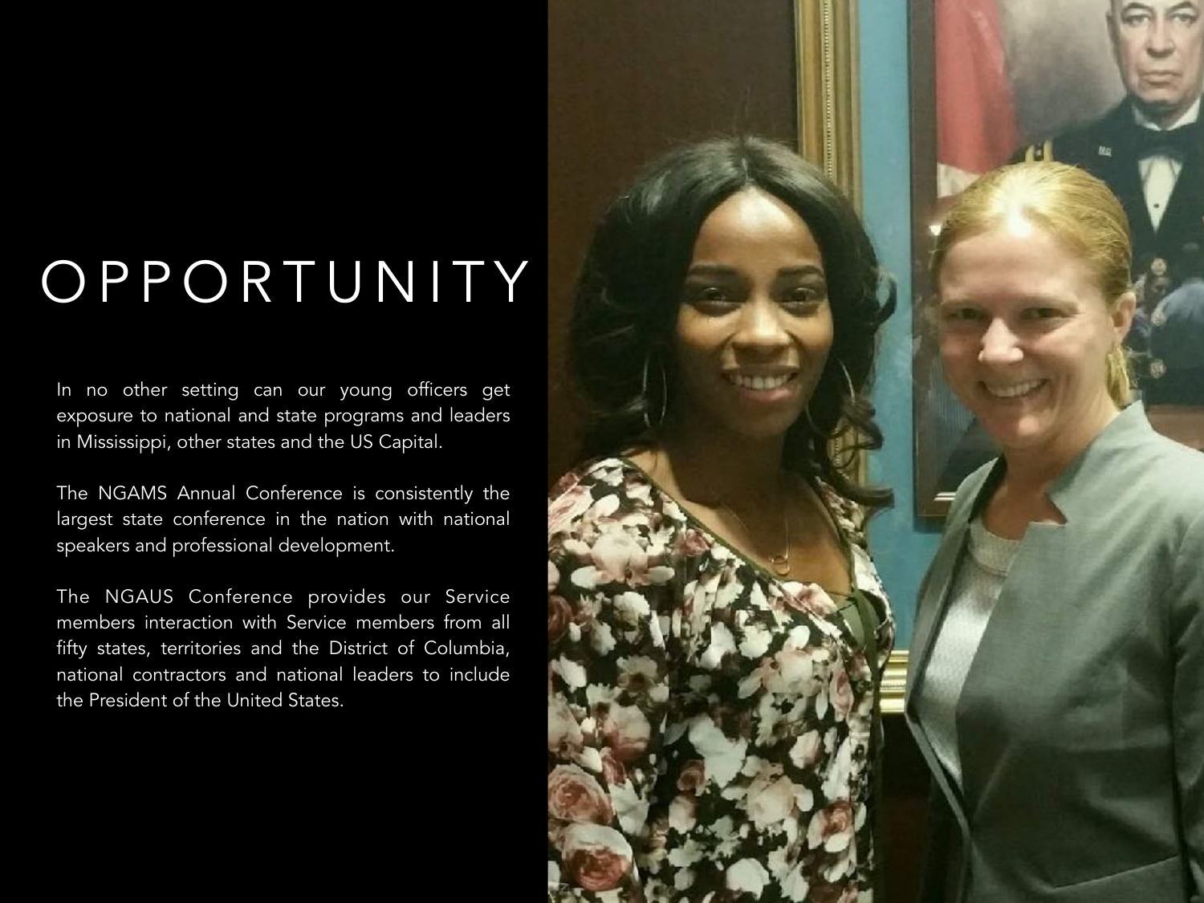# OPPORTUNITY

In no other setting can our young officers get exposure to national and state programs and leaders in Mississippi, other states and the US Capital.

The NGAMS Annual Conference is consistently the largest state conference in the nation with national speakers and professional development.

The NGAUS Conference provides our Service members interaction with Service members from all fifty states, territories and the District of Columbia, national contractors and national leaders to include the President of the United States.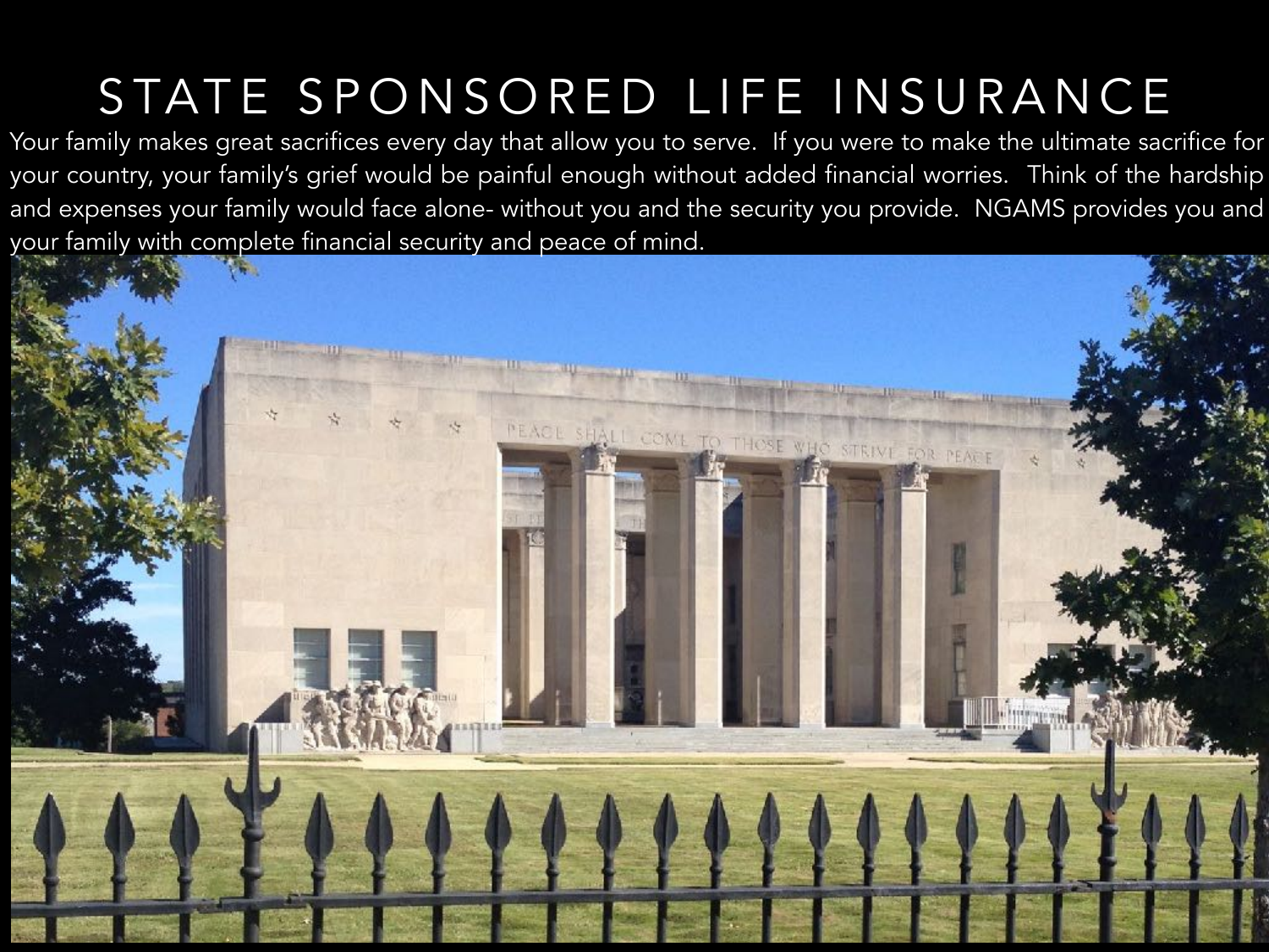# STATE SPONSORED LIFE INSURANCE

Your family makes great sacrifices every day that allow you to serve. If you were to make the ultimate sacrifice for your country, your family's grief would be painful enough without added financial worries. Think of the hardship and expenses your family would face alone- without you and the security you provide. NGAMS provides you and your family with complete financial security and peace of mind.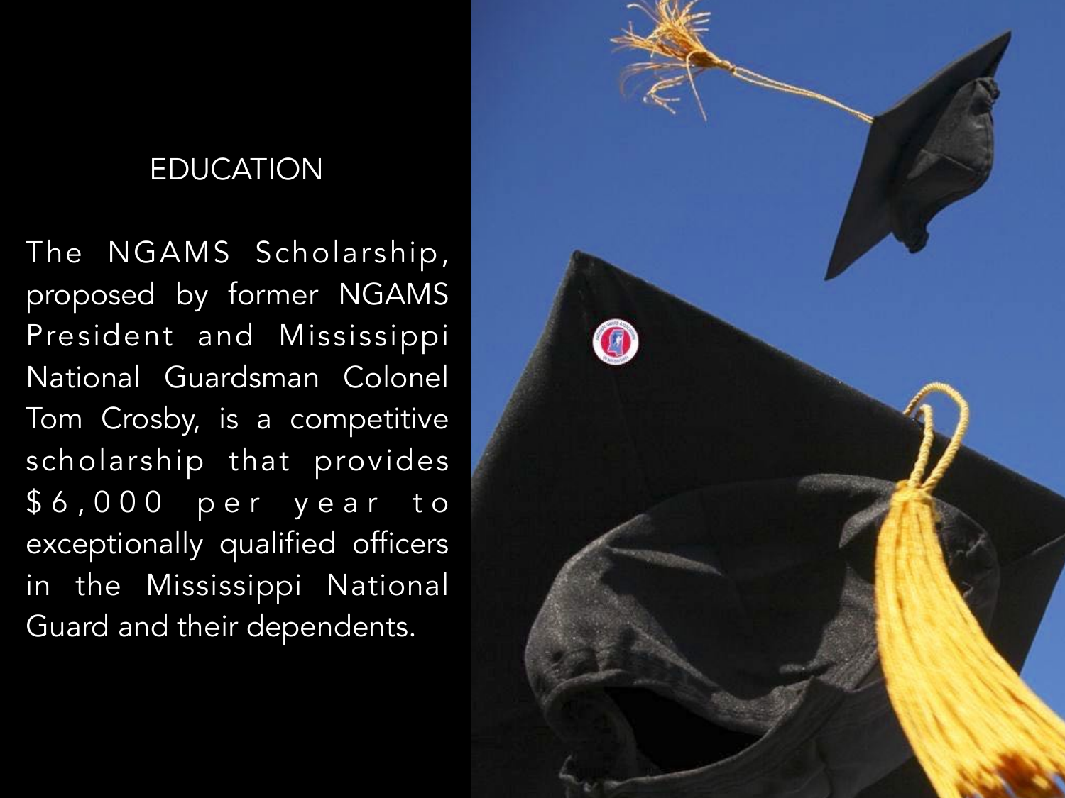## EDUCATION

The NGAMS Scholarship, proposed by former NGAMS President and Mississippi National Guardsman Colonel Tom Crosby, is a competitive scholarship that provides $6,000 per year to exceptionally qualified officers in the Mississippi National Guard and their dependents.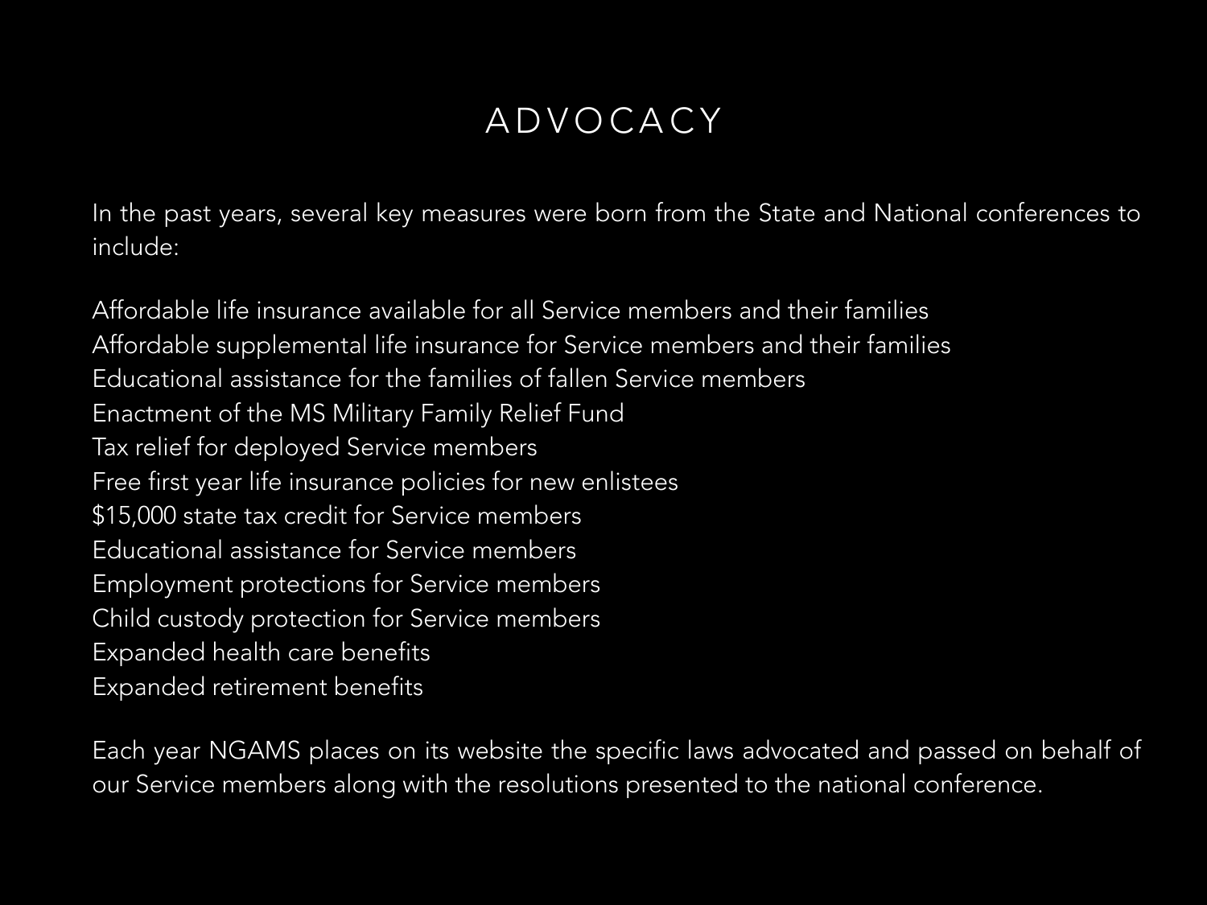# ADVOCACY

In the past years, several key measures were born from the State and National conferences to include:

- Affordable life insurance available for all Service members and their families
- Affordable supplemental life insurance for Service members and their families
- Educational assistance for the families of fallen Service members
- Enactment of the MS Military Family Relief Fund
- Tax relief for deployed Service members
- Free first year life insurance policies for new enlistees
- $15,000 state tax credit for Service members
- Educational assistance for Service members
- Employment protections for Service members
- Child custody protection for Service members
- Expanded health care benefits
- Expanded retirement benefits

Each year NGAMS places on its website the specific laws advocated and passed on behalf of our Service members along with the resolutions presented to the national conference.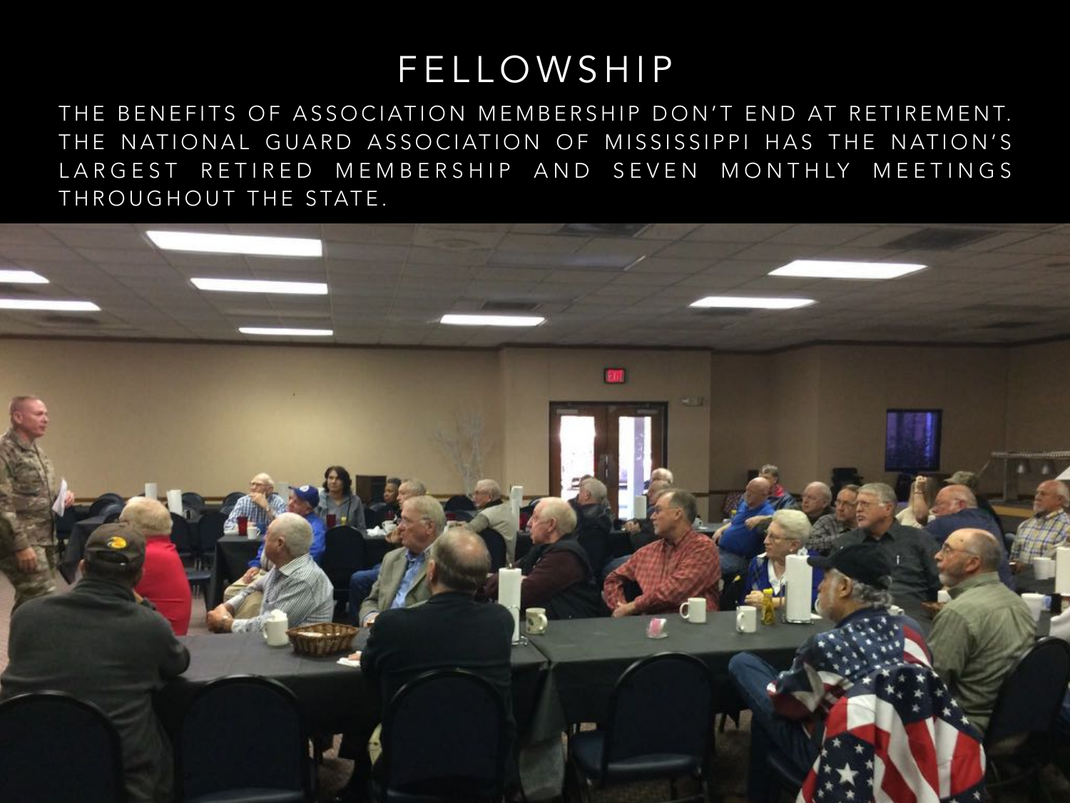# FELLOWSHIP

THE BENEFITS OF ASSOCIATION MEMBERSHIP DON'T END AT RETIREMENT. THE NATIONAL GUARD ASSOCIATION OF MISSISSIPPI HAS THE NATION'S LARGEST RETIRED MEMBERSHIP AND SEVEN MONTHLY MEETINGS THROUGHOUT THE STATE.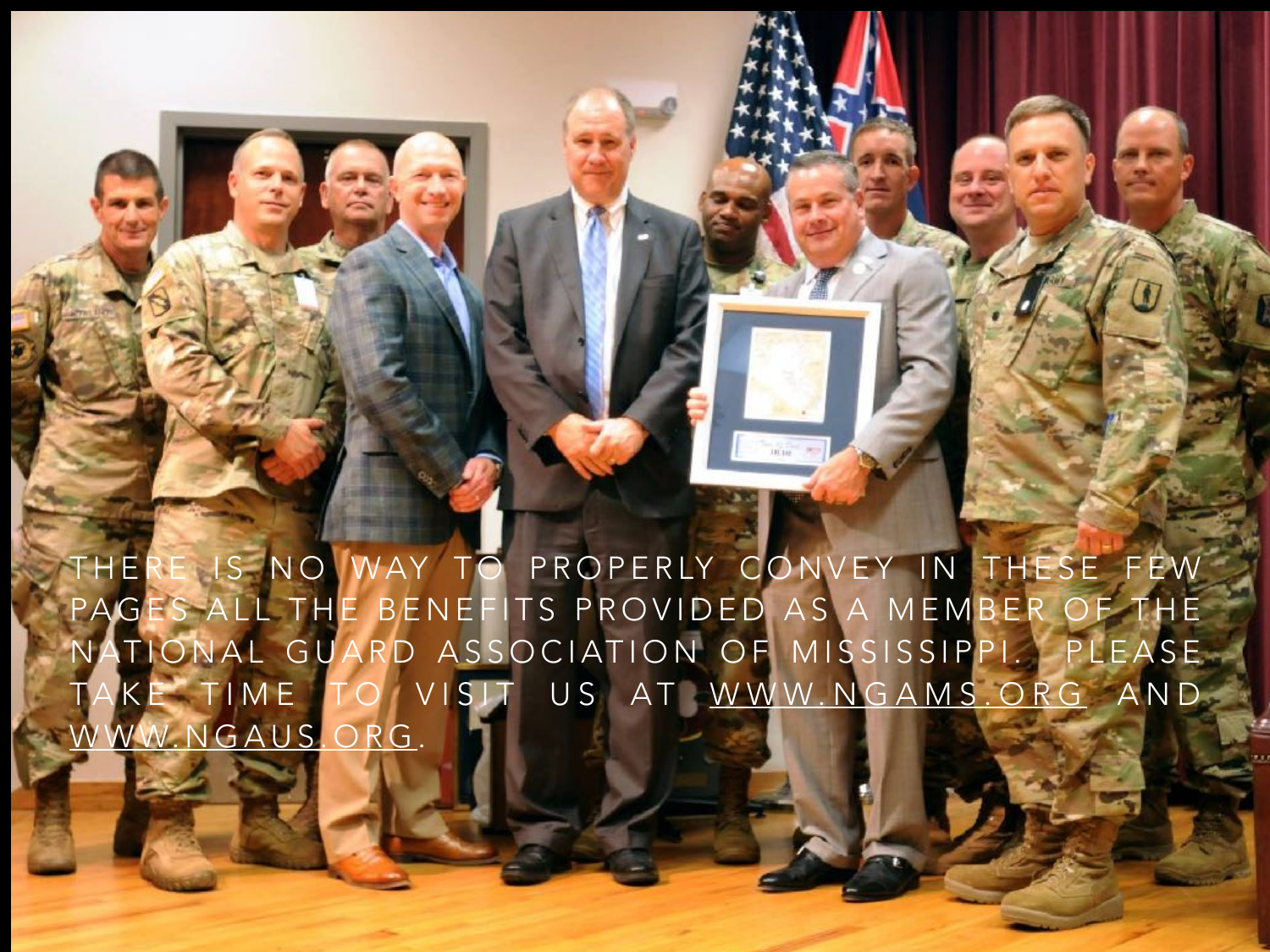THERE IS NO WAY TO PROPERLY CONVEY IN THESE FEW PAGES ALL THE BENEFITS PROVIDED AS A MEMBER OF THE NATIONAL GUARD ASSOCIATION OF MISSISSIPPI. PLEASE TAKE TIME TO VISIT US AT WWW.NGAMS.ORG AND WWW.NGAUS.ORG.